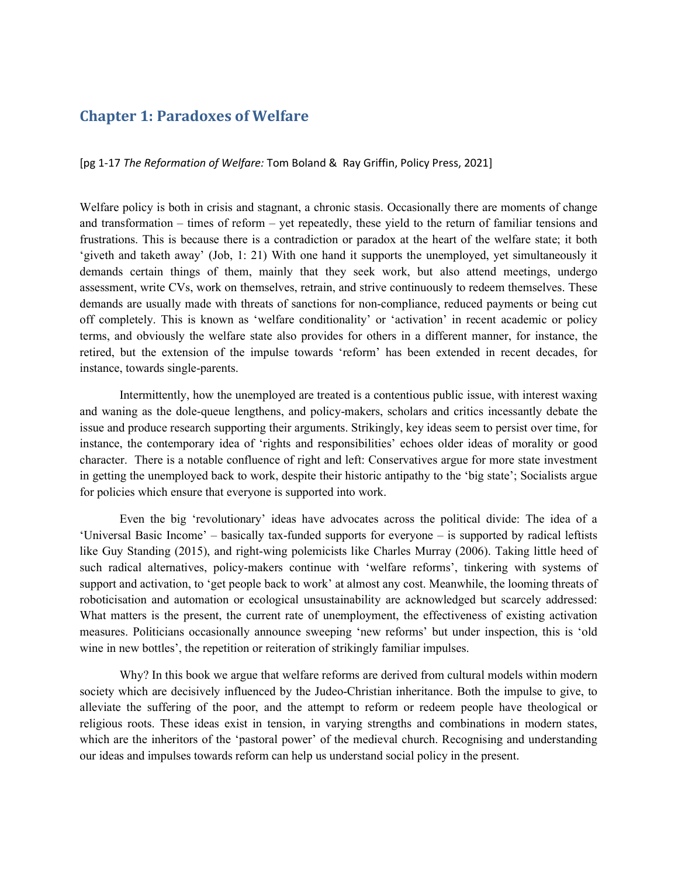## Chapter 1: Paradoxes of Welfare

[pg 1-17 *The Reformation of Welfare:* Tom Boland & Ray Griffin, Policy Press, 2021]

Welfare policy is both in crisis and stagnant, a chronic stasis. Occasionally there are moments of change and transformation – times of reform – yet repeatedly, these yield to the return of familiar tensions and frustrations. This is because there is a contradiction or paradox at the heart of the welfare state; it both 'giveth and taketh away' (Job, 1: 21) With one hand it supports the unemployed, yet simultaneously it demands certain things of them, mainly that they seek work, but also attend meetings, undergo assessment, write CVs, work on themselves, retrain, and strive continuously to redeem themselves. These demands are usually made with threats of sanctions for non-compliance, reduced payments or being cut off completely. This is known as 'welfare conditionality' or 'activation' in recent academic or policy terms, and obviously the welfare state also provides for others in a different manner, for instance, the retired, but the extension of the impulse towards 'reform' has been extended in recent decades, for instance, towards single-parents.

Intermittently, how the unemployed are treated is a contentious public issue, with interest waxing and waning as the dole-queue lengthens, and policy-makers, scholars and critics incessantly debate the issue and produce research supporting their arguments. Strikingly, key ideas seem to persist over time, for instance, the contemporary idea of 'rights and responsibilities' echoes older ideas of morality or good character. There is a notable confluence of right and left: Conservatives argue for more state investment in getting the unemployed back to work, despite their historic antipathy to the 'big state'; Socialists argue for policies which ensure that everyone is supported into work.

Even the big 'revolutionary' ideas have advocates across the political divide: The idea of a 'Universal Basic Income' – basically tax-funded supports for everyone – is supported by radical leftists like Guy Standing (2015), and right-wing polemicists like Charles Murray (2006). Taking little heed of such radical alternatives, policy-makers continue with 'welfare reforms', tinkering with systems of support and activation, to 'get people back to work' at almost any cost. Meanwhile, the looming threats of roboticisation and automation or ecological unsustainability are acknowledged but scarcely addressed: What matters is the present, the current rate of unemployment, the effectiveness of existing activation measures. Politicians occasionally announce sweeping 'new reforms' but under inspection, this is 'old wine in new bottles', the repetition or reiteration of strikingly familiar impulses.

Why? In this book we argue that welfare reforms are derived from cultural models within modern society which are decisively influenced by the Judeo-Christian inheritance. Both the impulse to give, to alleviate the suffering of the poor, and the attempt to reform or redeem people have theological or religious roots. These ideas exist in tension, in varying strengths and combinations in modern states, which are the inheritors of the 'pastoral power' of the medieval church. Recognising and understanding our ideas and impulses towards reform can help us understand social policy in the present.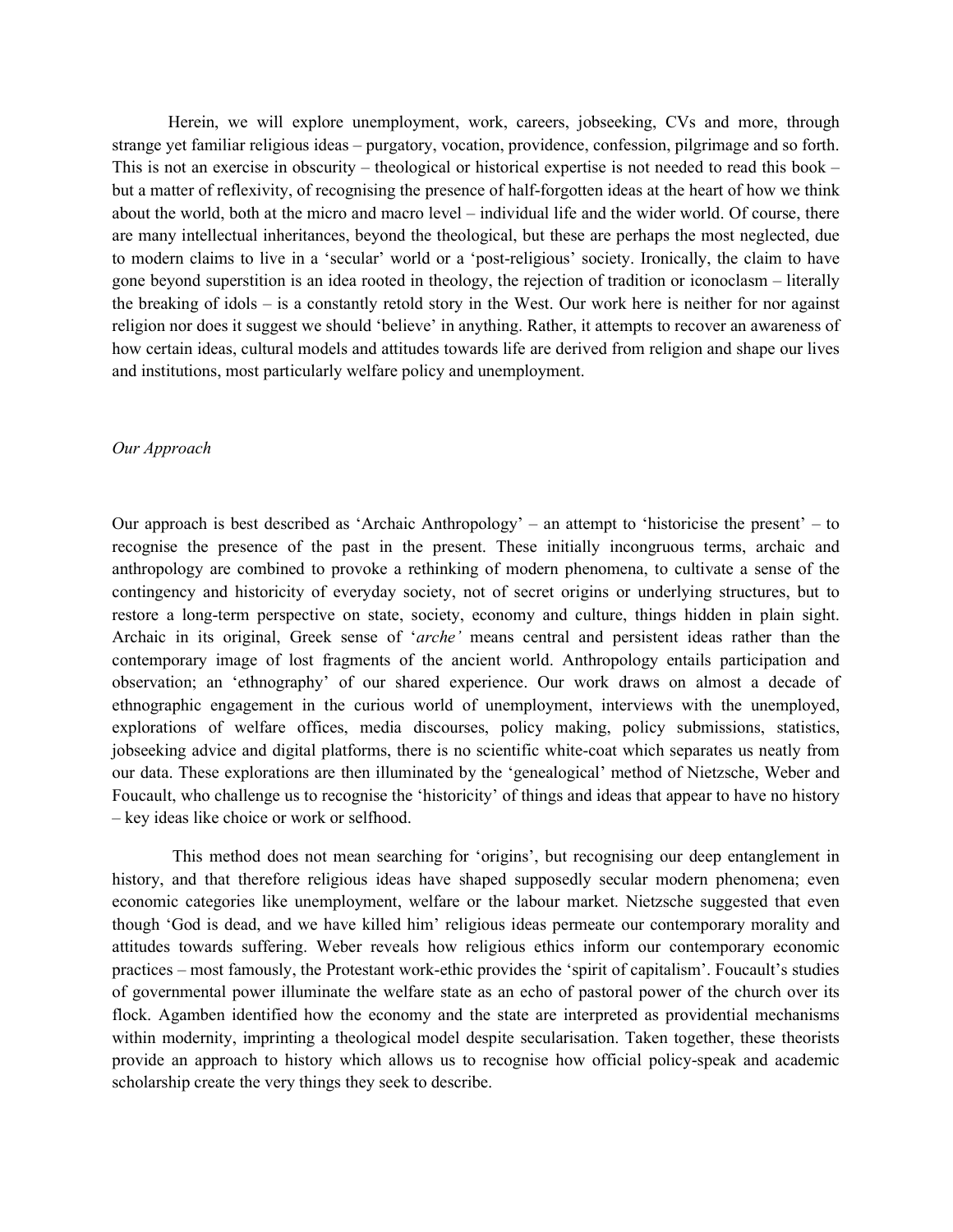Herein, we will explore unemployment, work, careers, jobseeking, CVs and more, through strange yet familiar religious ideas – purgatory, vocation, providence, confession, pilgrimage and so forth. This is not an exercise in obscurity – theological or historical expertise is not needed to read this book – but a matter of reflexivity, of recognising the presence of half-forgotten ideas at the heart of how we think about the world, both at the micro and macro level – individual life and the wider world. Of course, there are many intellectual inheritances, beyond the theological, but these are perhaps the most neglected, due to modern claims to live in a 'secular' world or a 'post-religious' society. Ironically, the claim to have gone beyond superstition is an idea rooted in theology, the rejection of tradition or iconoclasm – literally the breaking of idols – is a constantly retold story in the West. Our work here is neither for nor against religion nor does it suggest we should 'believe' in anything. Rather, it attempts to recover an awareness of how certain ideas, cultural models and attitudes towards life are derived from religion and shape our lives and institutions, most particularly welfare policy and unemployment.

*Our Approach*

Our approach is best described as 'Archaic Anthropology' – an attempt to 'historicise the present' – to recognise the presence of the past in the present. These initially incongruous terms, archaic and anthropology are combined to provoke a rethinking of modern phenomena, to cultivate a sense of the contingency and historicity of everyday society, not of secret origins or underlying structures, but to restore a long-term perspective on state, society, economy and culture, things hidden in plain sight. Archaic in its original, Greek sense of '*arche'* means central and persistent ideas rather than the contemporary image of lost fragments of the ancient world. Anthropology entails participation and observation; an 'ethnography' of our shared experience. Our work draws on almost a decade of ethnographic engagement in the curious world of unemployment, interviews with the unemployed, explorations of welfare offices, media discourses, policy making, policy submissions, statistics, jobseeking advice and digital platforms, there is no scientific white-coat which separates us neatly from our data. These explorations are then illuminated by the 'genealogical' method of Nietzsche, Weber and Foucault, who challenge us to recognise the 'historicity' of things and ideas that appear to have no history – key ideas like choice or work or selfhood.

This method does not mean searching for 'origins', but recognising our deep entanglement in history, and that therefore religious ideas have shaped supposedly secular modern phenomena; even economic categories like unemployment, welfare or the labour market. Nietzsche suggested that even though 'God is dead, and we have killed him' religious ideas permeate our contemporary morality and attitudes towards suffering. Weber reveals how religious ethics inform our contemporary economic practices – most famously, the Protestant work-ethic provides the 'spirit of capitalism'. Foucault's studies of governmental power illuminate the welfare state as an echo of pastoral power of the church over its flock. Agamben identified how the economy and the state are interpreted as providential mechanisms within modernity, imprinting a theological model despite secularisation. Taken together, these theorists provide an approach to history which allows us to recognise how official policy-speak and academic scholarship create the very things they seek to describe.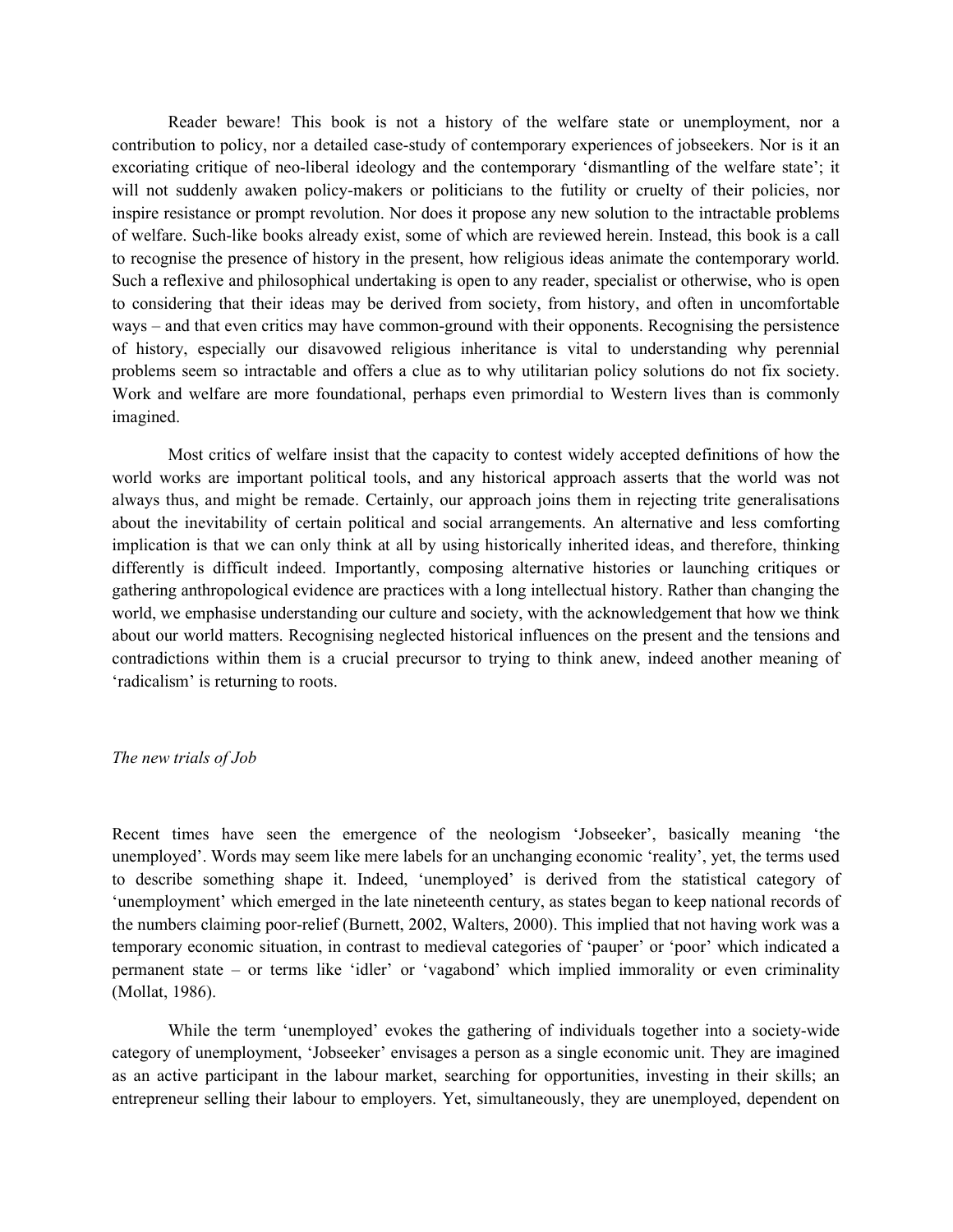Reader beware! This book is not a history of the welfare state or unemployment, nor a contribution to policy, nor a detailed case-study of contemporary experiences of jobseekers. Nor is it an excoriating critique of neo-liberal ideology and the contemporary 'dismantling of the welfare state'; it will not suddenly awaken policy-makers or politicians to the futility or cruelty of their policies, nor inspire resistance or prompt revolution. Nor does it propose any new solution to the intractable problems of welfare. Such-like books already exist, some of which are reviewed herein. Instead, this book is a call to recognise the presence of history in the present, how religious ideas animate the contemporary world. Such a reflexive and philosophical undertaking is open to any reader, specialist or otherwise, who is open to considering that their ideas may be derived from society, from history, and often in uncomfortable ways – and that even critics may have common-ground with their opponents. Recognising the persistence of history, especially our disavowed religious inheritance is vital to understanding why perennial problems seem so intractable and offers a clue as to why utilitarian policy solutions do not fix society. Work and welfare are more foundational, perhaps even primordial to Western lives than is commonly imagined.

Most critics of welfare insist that the capacity to contest widely accepted definitions of how the world works are important political tools, and any historical approach asserts that the world was not always thus, and might be remade. Certainly, our approach joins them in rejecting trite generalisations about the inevitability of certain political and social arrangements. An alternative and less comforting implication is that we can only think at all by using historically inherited ideas, and therefore, thinking differently is difficult indeed. Importantly, composing alternative histories or launching critiques or gathering anthropological evidence are practices with a long intellectual history. Rather than changing the world, we emphasise understanding our culture and society, with the acknowledgement that how we think about our world matters. Recognising neglected historical influences on the present and the tensions and contradictions within them is a crucial precursor to trying to think anew, indeed another meaning of 'radicalism' is returning to roots.

*The new trials of Job*

Recent times have seen the emergence of the neologism 'Jobseeker', basically meaning 'the unemployed'. Words may seem like mere labels for an unchanging economic 'reality', yet, the terms used to describe something shape it. Indeed, 'unemployed' is derived from the statistical category of 'unemployment' which emerged in the late nineteenth century, as states began to keep national records of the numbers claiming poor-relief (Burnett, 2002, Walters, 2000). This implied that not having work was a temporary economic situation, in contrast to medieval categories of 'pauper' or 'poor' which indicated a permanent state – or terms like 'idler' or 'vagabond' which implied immorality or even criminality (Mollat, 1986).

While the term 'unemployed' evokes the gathering of individuals together into a society-wide category of unemployment, 'Jobseeker' envisages a person as a single economic unit. They are imagined as an active participant in the labour market, searching for opportunities, investing in their skills; an entrepreneur selling their labour to employers. Yet, simultaneously, they are unemployed, dependent on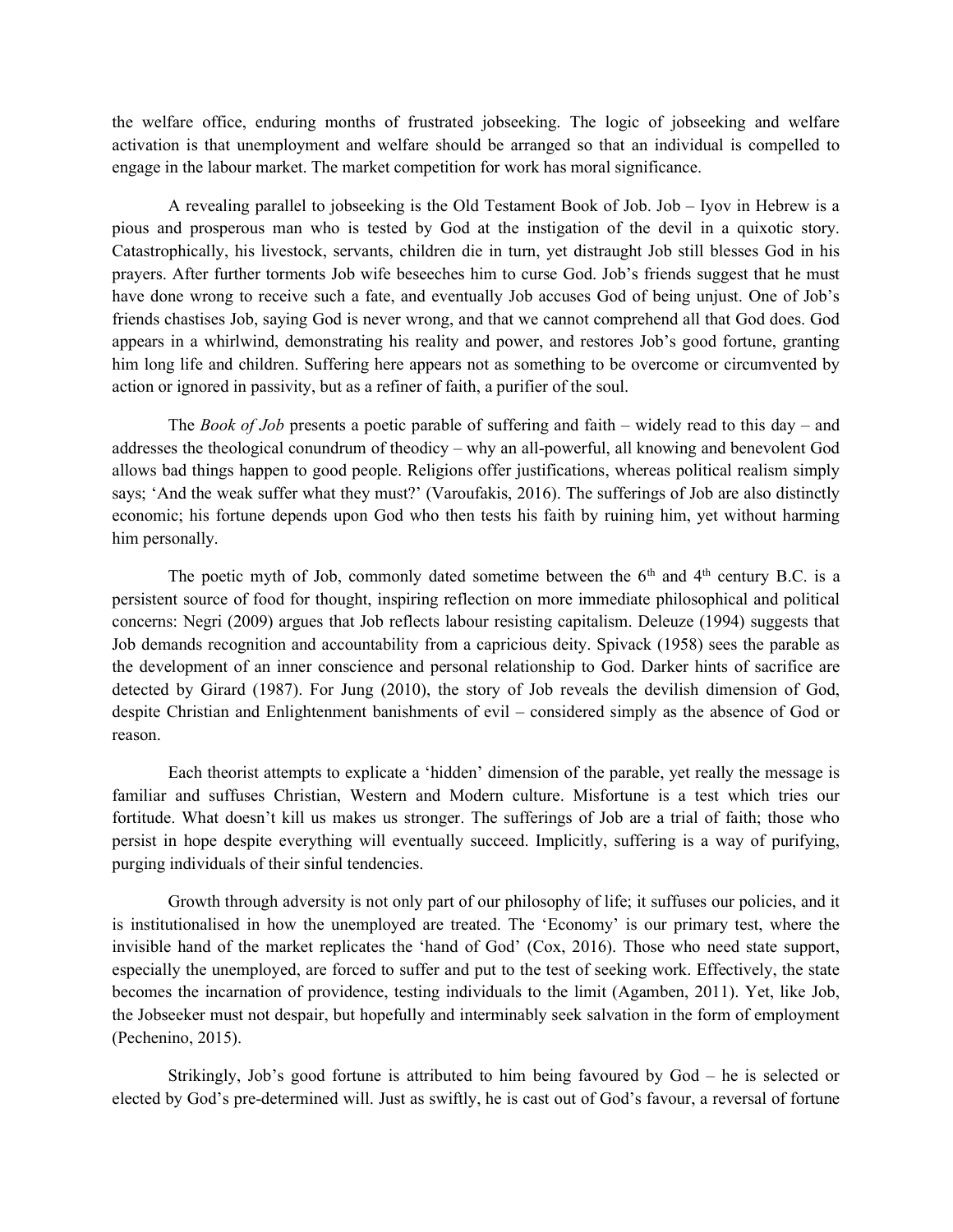the welfare office, enduring months of frustrated jobseeking. The logic of jobseeking and welfare activation is that unemployment and welfare should be arranged so that an individual is compelled to engage in the labour market. The market competition for work has moral significance.

A revealing parallel to jobseeking is the Old Testament Book of Job. Job – Iyov in Hebrew is a pious and prosperous man who is tested by God at the instigation of the devil in a quixotic story. Catastrophically, his livestock, servants, children die in turn, yet distraught Job still blesses God in his prayers. After further torments Job wife beseeches him to curse God. Job's friends suggest that he must have done wrong to receive such a fate, and eventually Job accuses God of being unjust. One of Job's friends chastises Job, saying God is never wrong, and that we cannot comprehend all that God does. God appears in a whirlwind, demonstrating his reality and power, and restores Job's good fortune, granting him long life and children. Suffering here appears not as something to be overcome or circumvented by action or ignored in passivity, but as a refiner of faith, a purifier of the soul.

The *Book of Job* presents a poetic parable of suffering and faith – widely read to this day – and addresses the theological conundrum of theodicy – why an all-powerful, all knowing and benevolent God allows bad things happen to good people. Religions offer justifications, whereas political realism simply says; 'And the weak suffer what they must?' (Varoufakis, 2016). The sufferings of Job are also distinctly economic; his fortune depends upon God who then tests his faith by ruining him, yet without harming him personally.

The poetic myth of Job, commonly dated sometime between the 6th and 4th century B.C. is a persistent source of food for thought, inspiring reflection on more immediate philosophical and political concerns: Negri (2009) argues that Job reflects labour resisting capitalism. Deleuze (1994) suggests that Job demands recognition and accountability from a capricious deity. Spivack (1958) sees the parable as the development of an inner conscience and personal relationship to God. Darker hints of sacrifice are detected by Girard (1987). For Jung (2010), the story of Job reveals the devilish dimension of God, despite Christian and Enlightenment banishments of evil – considered simply as the absence of God or reason.

Each theorist attempts to explicate a 'hidden' dimension of the parable, yet really the message is familiar and suffuses Christian, Western and Modern culture. Misfortune is a test which tries our fortitude. What doesn't kill us makes us stronger. The sufferings of Job are a trial of faith; those who persist in hope despite everything will eventually succeed. Implicitly, suffering is a way of purifying, purging individuals of their sinful tendencies.

Growth through adversity is not only part of our philosophy of life; it suffuses our policies, and it is institutionalised in how the unemployed are treated. The 'Economy' is our primary test, where the invisible hand of the market replicates the 'hand of God' (Cox, 2016). Those who need state support, especially the unemployed, are forced to suffer and put to the test of seeking work. Effectively, the state becomes the incarnation of providence, testing individuals to the limit (Agamben, 2011). Yet, like Job, the Jobseeker must not despair, but hopefully and interminably seek salvation in the form of employment (Pechenino, 2015).

Strikingly, Job's good fortune is attributed to him being favoured by God – he is selected or elected by God's pre-determined will. Just as swiftly, he is cast out of God's favour, a reversal of fortune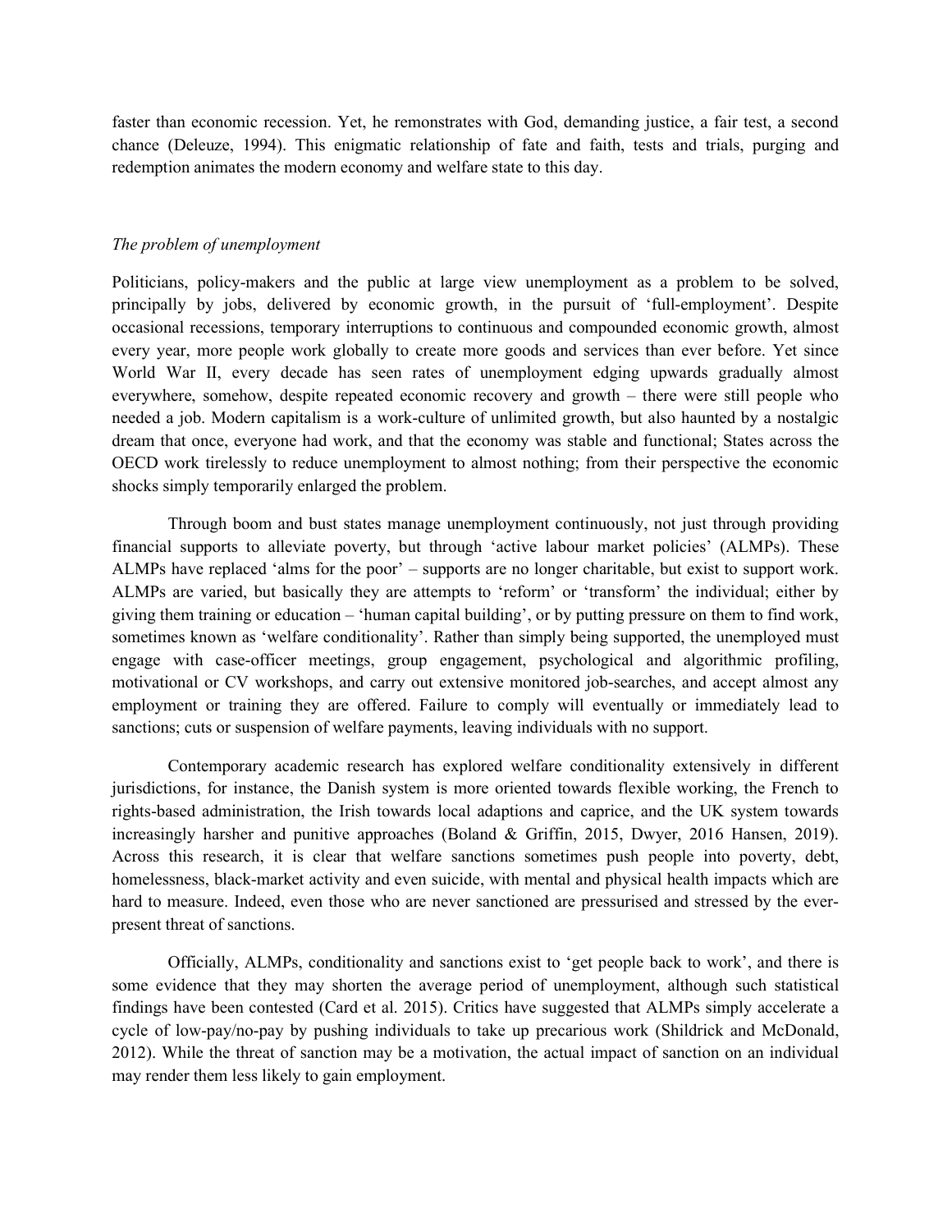faster than economic recession. Yet, he remonstrates with God, demanding justice, a fair test, a second chance (Deleuze, 1994). This enigmatic relationship of fate and faith, tests and trials, purging and redemption animates the modern economy and welfare state to this day.

*The problem of unemployment*

Politicians, policy-makers and the public at large view unemployment as a problem to be solved, principally by jobs, delivered by economic growth, in the pursuit of 'full-employment'. Despite occasional recessions, temporary interruptions to continuous and compounded economic growth, almost every year, more people work globally to create more goods and services than ever before. Yet since World War II, every decade has seen rates of unemployment edging upwards gradually almost everywhere, somehow, despite repeated economic recovery and growth – there were still people who needed a job. Modern capitalism is a work-culture of unlimited growth, but also haunted by a nostalgic dream that once, everyone had work, and that the economy was stable and functional; States across the OECD work tirelessly to reduce unemployment to almost nothing; from their perspective the economic shocks simply temporarily enlarged the problem.

Through boom and bust states manage unemployment continuously, not just through providing financial supports to alleviate poverty, but through 'active labour market policies' (ALMPs). These ALMPs have replaced 'alms for the poor' – supports are no longer charitable, but exist to support work. ALMPs are varied, but basically they are attempts to 'reform' or 'transform' the individual; either by giving them training or education – 'human capital building', or by putting pressure on them to find work, sometimes known as 'welfare conditionality'. Rather than simply being supported, the unemployed must engage with case-officer meetings, group engagement, psychological and algorithmic profiling, motivational or CV workshops, and carry out extensive monitored job-searches, and accept almost any employment or training they are offered. Failure to comply will eventually or immediately lead to sanctions; cuts or suspension of welfare payments, leaving individuals with no support.

Contemporary academic research has explored welfare conditionality extensively in different jurisdictions, for instance, the Danish system is more oriented towards flexible working, the French to rights-based administration, the Irish towards local adaptions and caprice, and the UK system towards increasingly harsher and punitive approaches (Boland & Griffin, 2015, Dwyer, 2016 Hansen, 2019). Across this research, it is clear that welfare sanctions sometimes push people into poverty, debt, homelessness, black-market activity and even suicide, with mental and physical health impacts which are hard to measure. Indeed, even those who are never sanctioned are pressurised and stressed by the ever-present threat of sanctions.

Officially, ALMPs, conditionality and sanctions exist to 'get people back to work', and there is some evidence that they may shorten the average period of unemployment, although such statistical findings have been contested (Card et al. 2015). Critics have suggested that ALMPs simply accelerate a cycle of low-pay/no-pay by pushing individuals to take up precarious work (Shildrick and McDonald, 2012). While the threat of sanction may be a motivation, the actual impact of sanction on an individual may render them less likely to gain employment.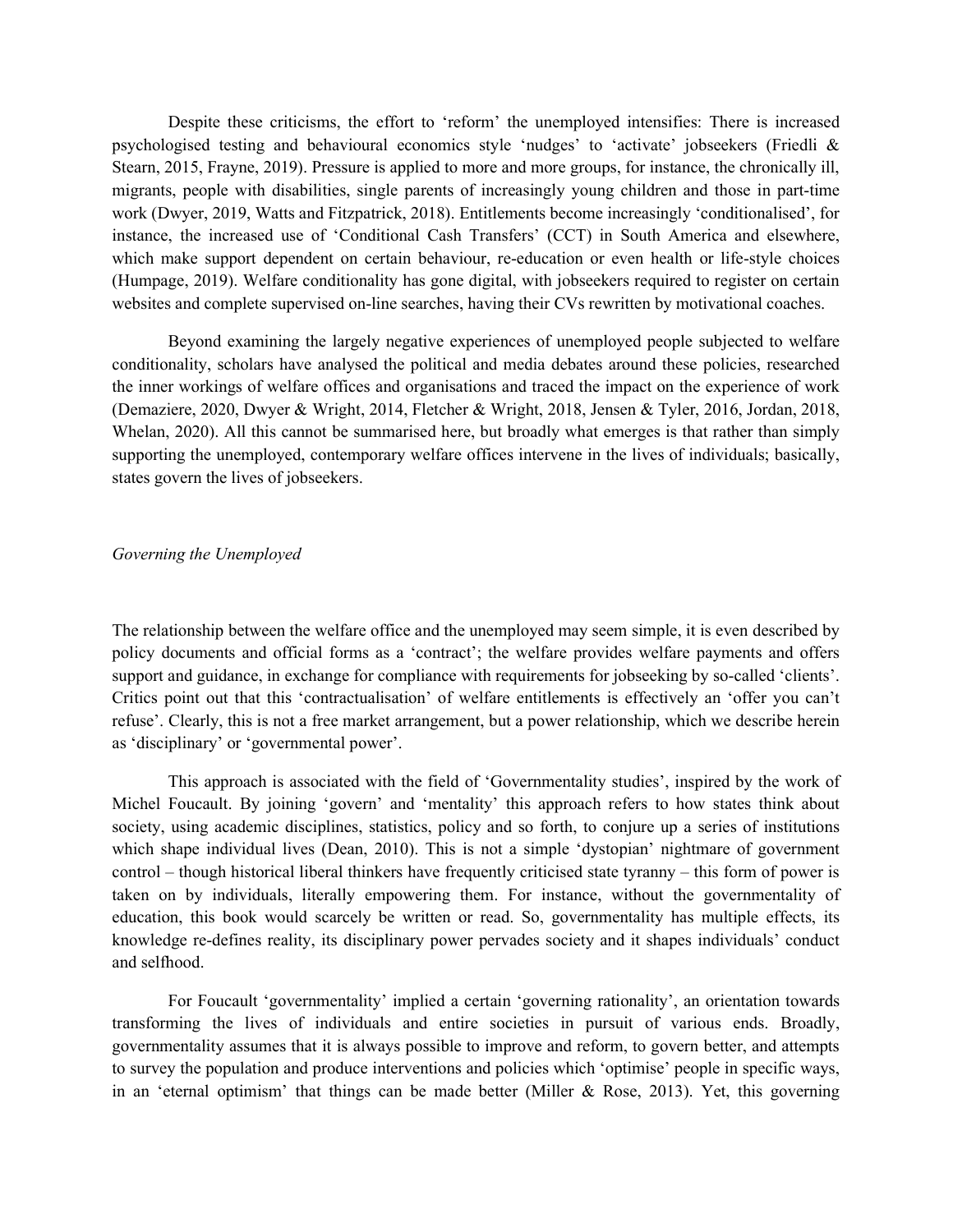Despite these criticisms, the effort to 'reform' the unemployed intensifies: There is increased psychologised testing and behavioural economics style 'nudges' to 'activate' jobseekers (Friedli & Stearn, 2015, Frayne, 2019). Pressure is applied to more and more groups, for instance, the chronically ill, migrants, people with disabilities, single parents of increasingly young children and those in part-time work (Dwyer, 2019, Watts and Fitzpatrick, 2018). Entitlements become increasingly 'conditionalised', for instance, the increased use of 'Conditional Cash Transfers' (CCT) in South America and elsewhere, which make support dependent on certain behaviour, re-education or even health or life-style choices (Humpage, 2019). Welfare conditionality has gone digital, with jobseekers required to register on certain websites and complete supervised on-line searches, having their CVs rewritten by motivational coaches.

Beyond examining the largely negative experiences of unemployed people subjected to welfare conditionality, scholars have analysed the political and media debates around these policies, researched the inner workings of welfare offices and organisations and traced the impact on the experience of work (Demaziere, 2020, Dwyer & Wright, 2014, Fletcher & Wright, 2018, Jensen & Tyler, 2016, Jordan, 2018, Whelan, 2020). All this cannot be summarised here, but broadly what emerges is that rather than simply supporting the unemployed, contemporary welfare offices intervene in the lives of individuals; basically, states govern the lives of jobseekers.

*Governing the Unemployed*

The relationship between the welfare office and the unemployed may seem simple, it is even described by policy documents and official forms as a 'contract'; the welfare provides welfare payments and offers support and guidance, in exchange for compliance with requirements for jobseeking by so-called 'clients'. Critics point out that this 'contractualisation' of welfare entitlements is effectively an 'offer you can't refuse'. Clearly, this is not a free market arrangement, but a power relationship, which we describe herein as 'disciplinary' or 'governmental power'.

This approach is associated with the field of 'Governmentality studies', inspired by the work of Michel Foucault. By joining 'govern' and 'mentality' this approach refers to how states think about society, using academic disciplines, statistics, policy and so forth, to conjure up a series of institutions which shape individual lives (Dean, 2010). This is not a simple 'dystopian' nightmare of government control – though historical liberal thinkers have frequently criticised state tyranny – this form of power is taken on by individuals, literally empowering them. For instance, without the governmentality of education, this book would scarcely be written or read. So, governmentality has multiple effects, its knowledge re-defines reality, its disciplinary power pervades society and it shapes individuals' conduct and selfhood.

For Foucault 'governmentality' implied a certain 'governing rationality', an orientation towards transforming the lives of individuals and entire societies in pursuit of various ends. Broadly, governmentality assumes that it is always possible to improve and reform, to govern better, and attempts to survey the population and produce interventions and policies which 'optimise' people in specific ways, in an 'eternal optimism' that things can be made better (Miller & Rose, 2013). Yet, this governing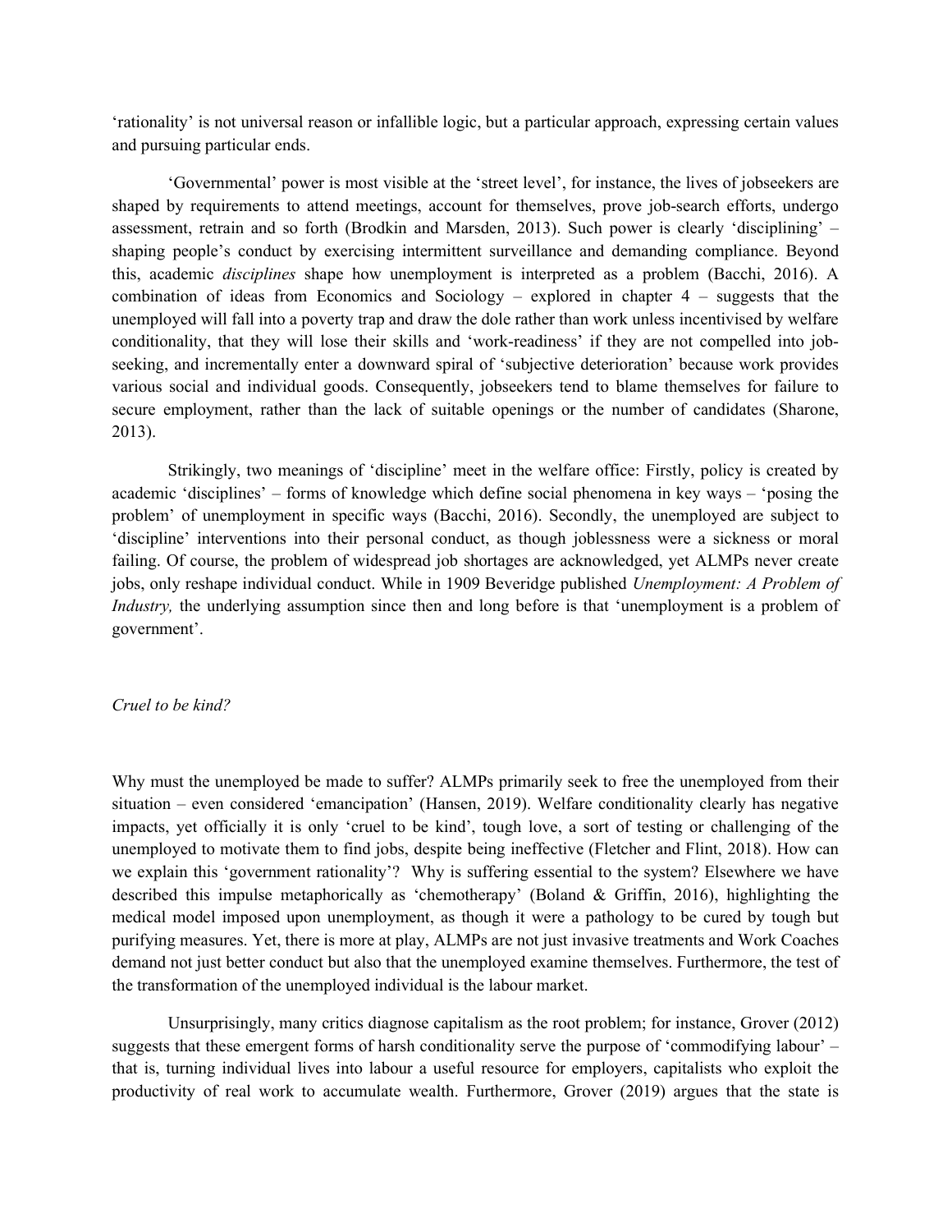‘rationality’ is not universal reason or infallible logic, but a particular approach, expressing certain values and pursuing particular ends.

‘Governmental’ power is most visible at the ‘street level’, for instance, the lives of jobseekers are shaped by requirements to attend meetings, account for themselves, prove job-search efforts, undergo assessment, retrain and so forth (Brodkin and Marsden, 2013). Such power is clearly ‘disciplining’ – shaping people’s conduct by exercising intermittent surveillance and demanding compliance. Beyond this, academic *disciplines* shape how unemployment is interpreted as a problem (Bacchi, 2016). A combination of ideas from Economics and Sociology – explored in chapter 4 – suggests that the unemployed will fall into a poverty trap and draw the dole rather than work unless incentivised by welfare conditionality, that they will lose their skills and ‘work-readiness’ if they are not compelled into job-seeking, and incrementally enter a downward spiral of ‘subjective deterioration’ because work provides various social and individual goods. Consequently, jobseekers tend to blame themselves for failure to secure employment, rather than the lack of suitable openings or the number of candidates (Sharone, 2013).

Strikingly, two meanings of ‘discipline’ meet in the welfare office: Firstly, policy is created by academic ‘disciplines’ – forms of knowledge which define social phenomena in key ways – ‘posing the problem’ of unemployment in specific ways (Bacchi, 2016). Secondly, the unemployed are subject to ‘discipline’ interventions into their personal conduct, as though joblessness were a sickness or moral failing. Of course, the problem of widespread job shortages are acknowledged, yet ALMPs never create jobs, only reshape individual conduct. While in 1909 Beveridge published *Unemployment: A Problem of Industry,* the underlying assumption since then and long before is that ‘unemployment is a problem of government’.

*Cruel to be kind?*

Why must the unemployed be made to suffer? ALMPs primarily seek to free the unemployed from their situation – even considered ‘emancipation’ (Hansen, 2019). Welfare conditionality clearly has negative impacts, yet officially it is only ‘cruel to be kind’, tough love, a sort of testing or challenging of the unemployed to motivate them to find jobs, despite being ineffective (Fletcher and Flint, 2018). How can we explain this ‘government rationality’? Why is suffering essential to the system? Elsewhere we have described this impulse metaphorically as ‘chemotherapy’ (Boland & Griffin, 2016), highlighting the medical model imposed upon unemployment, as though it were a pathology to be cured by tough but purifying measures. Yet, there is more at play, ALMPs are not just invasive treatments and Work Coaches demand not just better conduct but also that the unemployed examine themselves. Furthermore, the test of the transformation of the unemployed individual is the labour market.

Unsurprisingly, many critics diagnose capitalism as the root problem; for instance, Grover (2012) suggests that these emergent forms of harsh conditionality serve the purpose of ‘commodifying labour’ – that is, turning individual lives into labour a useful resource for employers, capitalists who exploit the productivity of real work to accumulate wealth. Furthermore, Grover (2019) argues that the state is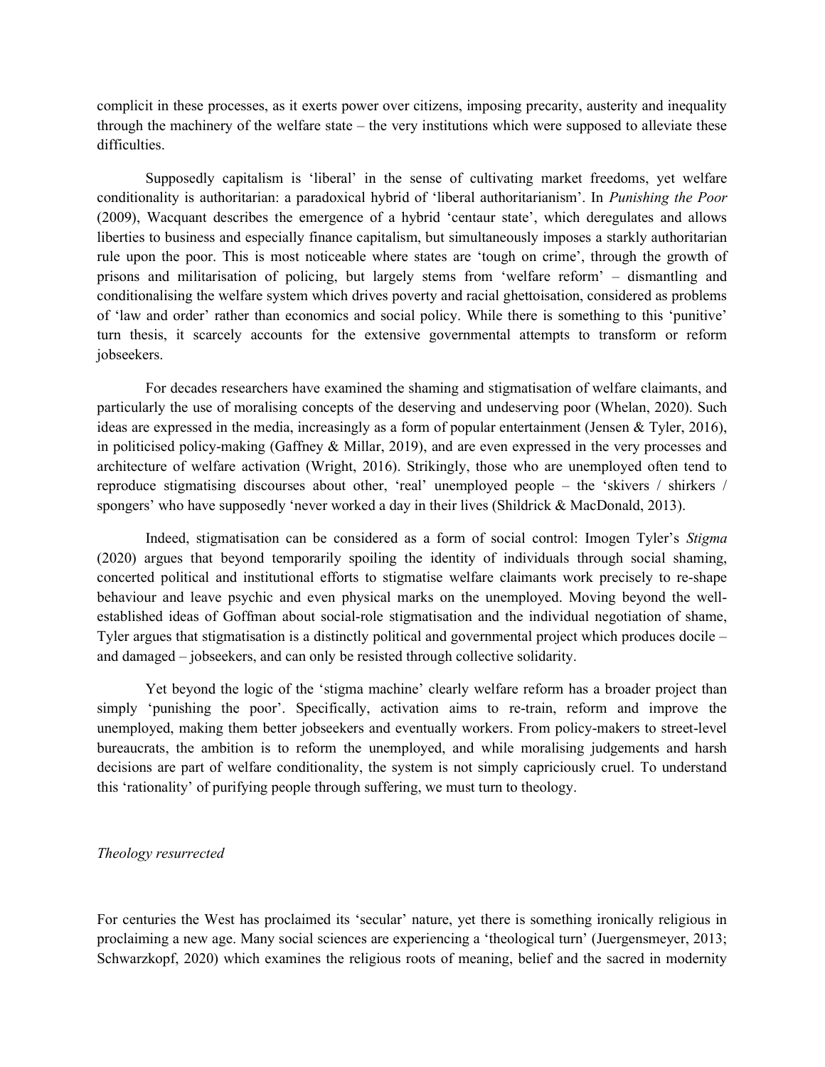complicit in these processes, as it exerts power over citizens, imposing precarity, austerity and inequality through the machinery of the welfare state – the very institutions which were supposed to alleviate these difficulties.

Supposedly capitalism is 'liberal' in the sense of cultivating market freedoms, yet welfare conditionality is authoritarian: a paradoxical hybrid of 'liberal authoritarianism'. In *Punishing the Poor* (2009), Wacquant describes the emergence of a hybrid 'centaur state', which deregulates and allows liberties to business and especially finance capitalism, but simultaneously imposes a starkly authoritarian rule upon the poor. This is most noticeable where states are 'tough on crime', through the growth of prisons and militarisation of policing, but largely stems from 'welfare reform' – dismantling and conditionalising the welfare system which drives poverty and racial ghettoisation, considered as problems of 'law and order' rather than economics and social policy. While there is something to this 'punitive' turn thesis, it scarcely accounts for the extensive governmental attempts to transform or reform jobseekers.

For decades researchers have examined the shaming and stigmatisation of welfare claimants, and particularly the use of moralising concepts of the deserving and undeserving poor (Whelan, 2020). Such ideas are expressed in the media, increasingly as a form of popular entertainment (Jensen & Tyler, 2016), in politicised policy-making (Gaffney & Millar, 2019), and are even expressed in the very processes and architecture of welfare activation (Wright, 2016). Strikingly, those who are unemployed often tend to reproduce stigmatising discourses about other, 'real' unemployed people – the 'skivers / shirkers / spongers' who have supposedly 'never worked a day in their lives (Shildrick & MacDonald, 2013).

Indeed, stigmatisation can be considered as a form of social control: Imogen Tyler's *Stigma* (2020) argues that beyond temporarily spoiling the identity of individuals through social shaming, concerted political and institutional efforts to stigmatise welfare claimants work precisely to re-shape behaviour and leave psychic and even physical marks on the unemployed. Moving beyond the well-established ideas of Goffman about social-role stigmatisation and the individual negotiation of shame, Tyler argues that stigmatisation is a distinctly political and governmental project which produces docile – and damaged – jobseekers, and can only be resisted through collective solidarity.

Yet beyond the logic of the 'stigma machine' clearly welfare reform has a broader project than simply 'punishing the poor'. Specifically, activation aims to re-train, reform and improve the unemployed, making them better jobseekers and eventually workers. From policy-makers to street-level bureaucrats, the ambition is to reform the unemployed, and while moralising judgements and harsh decisions are part of welfare conditionality, the system is not simply capriciously cruel. To understand this 'rationality' of purifying people through suffering, we must turn to theology.

*Theology resurrected*

For centuries the West has proclaimed its 'secular' nature, yet there is something ironically religious in proclaiming a new age. Many social sciences are experiencing a 'theological turn' (Juergensmeyer, 2013; Schwarzkopf, 2020) which examines the religious roots of meaning, belief and the sacred in modernity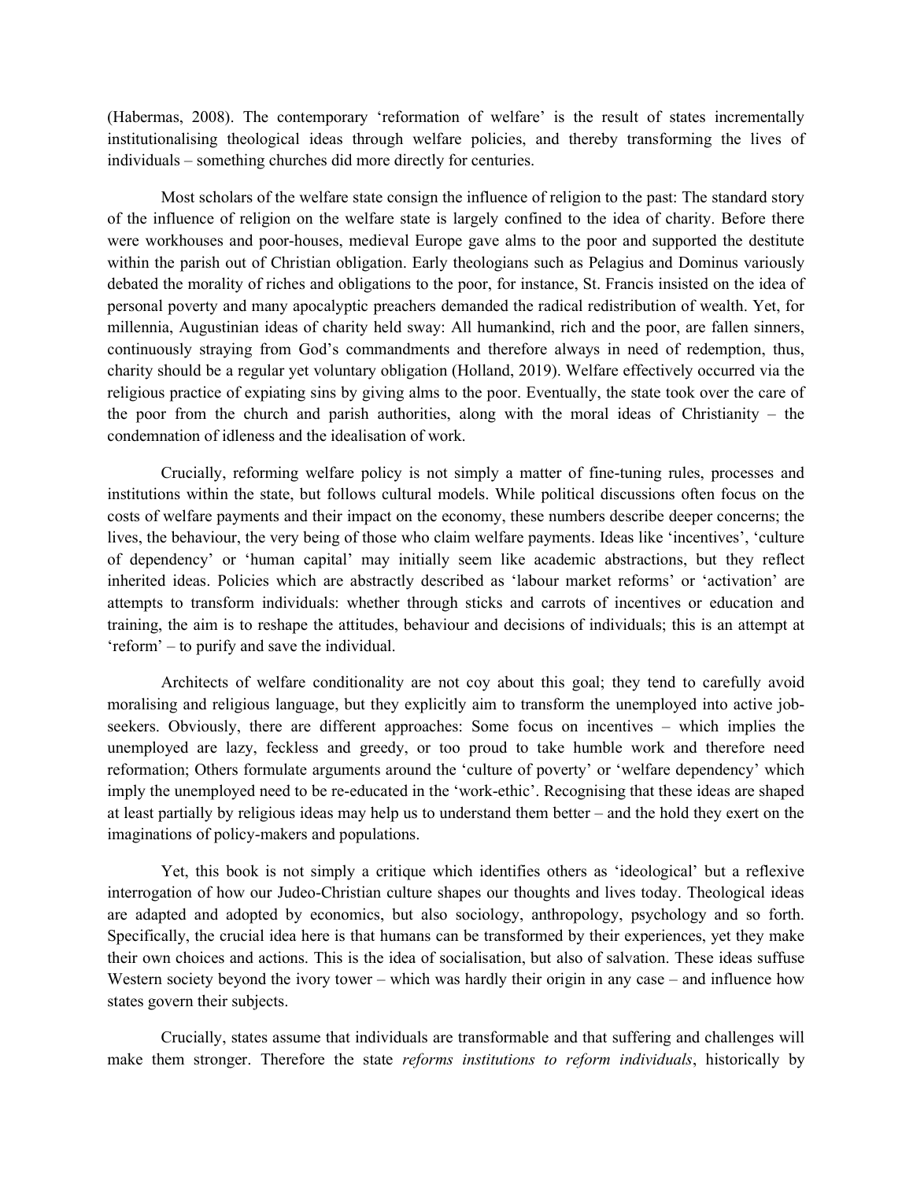(Habermas, 2008). The contemporary 'reformation of welfare' is the result of states incrementally institutionalising theological ideas through welfare policies, and thereby transforming the lives of individuals – something churches did more directly for centuries.

Most scholars of the welfare state consign the influence of religion to the past: The standard story of the influence of religion on the welfare state is largely confined to the idea of charity. Before there were workhouses and poor-houses, medieval Europe gave alms to the poor and supported the destitute within the parish out of Christian obligation. Early theologians such as Pelagius and Dominus variously debated the morality of riches and obligations to the poor, for instance, St. Francis insisted on the idea of personal poverty and many apocalyptic preachers demanded the radical redistribution of wealth. Yet, for millennia, Augustinian ideas of charity held sway: All humankind, rich and the poor, are fallen sinners, continuously straying from God's commandments and therefore always in need of redemption, thus, charity should be a regular yet voluntary obligation (Holland, 2019). Welfare effectively occurred via the religious practice of expiating sins by giving alms to the poor. Eventually, the state took over the care of the poor from the church and parish authorities, along with the moral ideas of Christianity – the condemnation of idleness and the idealisation of work.

Crucially, reforming welfare policy is not simply a matter of fine-tuning rules, processes and institutions within the state, but follows cultural models. While political discussions often focus on the costs of welfare payments and their impact on the economy, these numbers describe deeper concerns; the lives, the behaviour, the very being of those who claim welfare payments. Ideas like 'incentives', 'culture of dependency' or 'human capital' may initially seem like academic abstractions, but they reflect inherited ideas. Policies which are abstractly described as 'labour market reforms' or 'activation' are attempts to transform individuals: whether through sticks and carrots of incentives or education and training, the aim is to reshape the attitudes, behaviour and decisions of individuals; this is an attempt at 'reform' – to purify and save the individual.

Architects of welfare conditionality are not coy about this goal; they tend to carefully avoid moralising and religious language, but they explicitly aim to transform the unemployed into active job-seekers. Obviously, there are different approaches: Some focus on incentives – which implies the unemployed are lazy, feckless and greedy, or too proud to take humble work and therefore need reformation; Others formulate arguments around the 'culture of poverty' or 'welfare dependency' which imply the unemployed need to be re-educated in the 'work-ethic'. Recognising that these ideas are shaped at least partially by religious ideas may help us to understand them better – and the hold they exert on the imaginations of policy-makers and populations.

Yet, this book is not simply a critique which identifies others as 'ideological' but a reflexive interrogation of how our Judeo-Christian culture shapes our thoughts and lives today. Theological ideas are adapted and adopted by economics, but also sociology, anthropology, psychology and so forth. Specifically, the crucial idea here is that humans can be transformed by their experiences, yet they make their own choices and actions. This is the idea of socialisation, but also of salvation. These ideas suffuse Western society beyond the ivory tower – which was hardly their origin in any case – and influence how states govern their subjects.

Crucially, states assume that individuals are transformable and that suffering and challenges will make them stronger. Therefore the state *reforms institutions to reform individuals*, historically by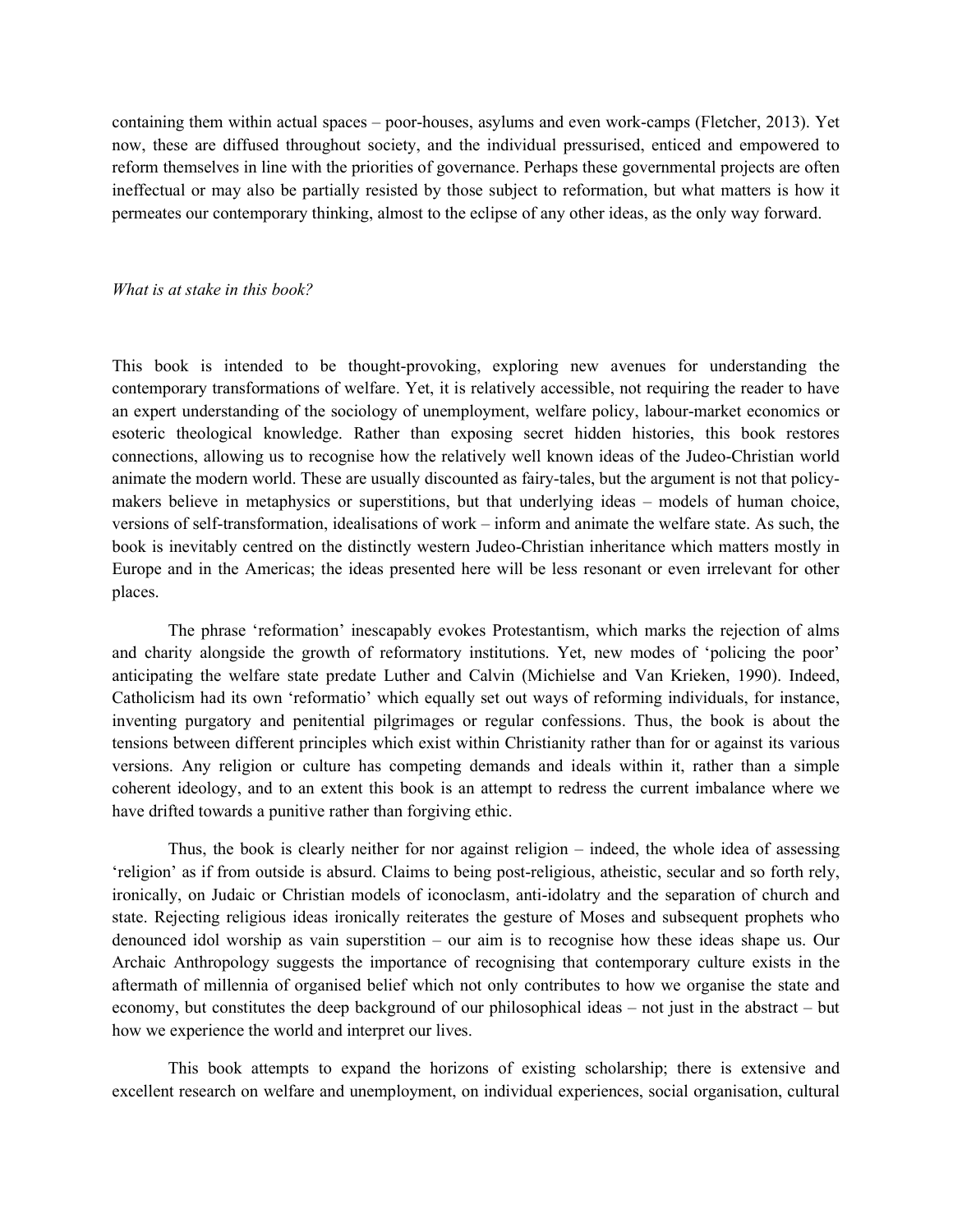containing them within actual spaces – poor-houses, asylums and even work-camps (Fletcher, 2013). Yet now, these are diffused throughout society, and the individual pressurised, enticed and empowered to reform themselves in line with the priorities of governance. Perhaps these governmental projects are often ineffectual or may also be partially resisted by those subject to reformation, but what matters is how it permeates our contemporary thinking, almost to the eclipse of any other ideas, as the only way forward.

*What is at stake in this book?*

This book is intended to be thought-provoking, exploring new avenues for understanding the contemporary transformations of welfare. Yet, it is relatively accessible, not requiring the reader to have an expert understanding of the sociology of unemployment, welfare policy, labour-market economics or esoteric theological knowledge. Rather than exposing secret hidden histories, this book restores connections, allowing us to recognise how the relatively well known ideas of the Judeo-Christian world animate the modern world. These are usually discounted as fairy-tales, but the argument is not that policy-makers believe in metaphysics or superstitions, but that underlying ideas – models of human choice, versions of self-transformation, idealisations of work – inform and animate the welfare state. As such, the book is inevitably centred on the distinctly western Judeo-Christian inheritance which matters mostly in Europe and in the Americas; the ideas presented here will be less resonant or even irrelevant for other places.

The phrase 'reformation' inescapably evokes Protestantism, which marks the rejection of alms and charity alongside the growth of reformatory institutions. Yet, new modes of 'policing the poor' anticipating the welfare state predate Luther and Calvin (Michielse and Van Krieken, 1990). Indeed, Catholicism had its own 'reformatio' which equally set out ways of reforming individuals, for instance, inventing purgatory and penitential pilgrimages or regular confessions. Thus, the book is about the tensions between different principles which exist within Christianity rather than for or against its various versions. Any religion or culture has competing demands and ideals within it, rather than a simple coherent ideology, and to an extent this book is an attempt to redress the current imbalance where we have drifted towards a punitive rather than forgiving ethic.

Thus, the book is clearly neither for nor against religion – indeed, the whole idea of assessing 'religion' as if from outside is absurd. Claims to being post-religious, atheistic, secular and so forth rely, ironically, on Judaic or Christian models of iconoclasm, anti-idolatry and the separation of church and state. Rejecting religious ideas ironically reiterates the gesture of Moses and subsequent prophets who denounced idol worship as vain superstition – our aim is to recognise how these ideas shape us. Our Archaic Anthropology suggests the importance of recognising that contemporary culture exists in the aftermath of millennia of organised belief which not only contributes to how we organise the state and economy, but constitutes the deep background of our philosophical ideas – not just in the abstract – but how we experience the world and interpret our lives.

This book attempts to expand the horizons of existing scholarship; there is extensive and excellent research on welfare and unemployment, on individual experiences, social organisation, cultural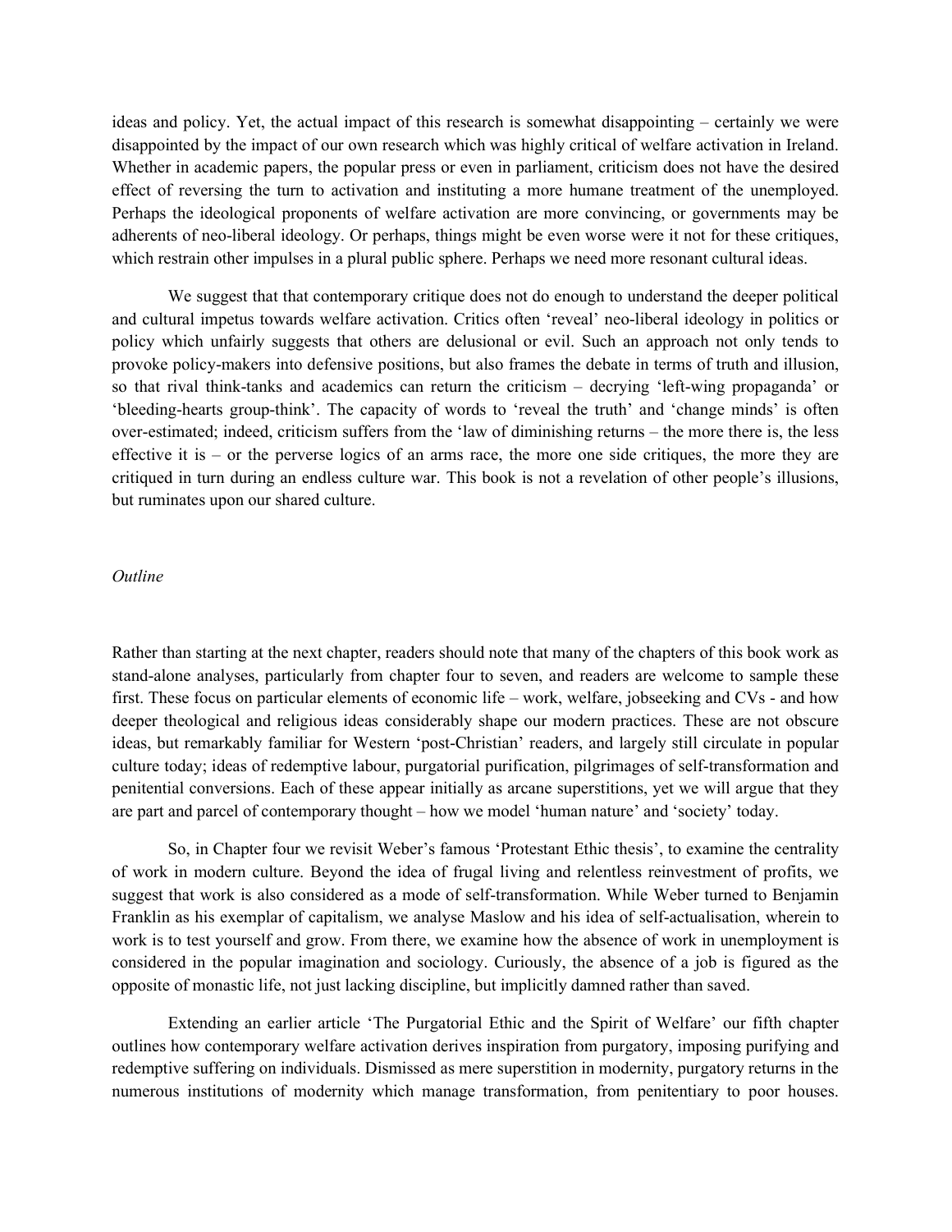ideas and policy. Yet, the actual impact of this research is somewhat disappointing – certainly we were disappointed by the impact of our own research which was highly critical of welfare activation in Ireland. Whether in academic papers, the popular press or even in parliament, criticism does not have the desired effect of reversing the turn to activation and instituting a more humane treatment of the unemployed. Perhaps the ideological proponents of welfare activation are more convincing, or governments may be adherents of neo-liberal ideology. Or perhaps, things might be even worse were it not for these critiques, which restrain other impulses in a plural public sphere. Perhaps we need more resonant cultural ideas.

We suggest that that contemporary critique does not do enough to understand the deeper political and cultural impetus towards welfare activation. Critics often 'reveal' neo-liberal ideology in politics or policy which unfairly suggests that others are delusional or evil. Such an approach not only tends to provoke policy-makers into defensive positions, but also frames the debate in terms of truth and illusion, so that rival think-tanks and academics can return the criticism – decrying 'left-wing propaganda' or 'bleeding-hearts group-think'. The capacity of words to 'reveal the truth' and 'change minds' is often over-estimated; indeed, criticism suffers from the 'law of diminishing returns – the more there is, the less effective it is – or the perverse logics of an arms race, the more one side critiques, the more they are critiqued in turn during an endless culture war. This book is not a revelation of other people's illusions, but ruminates upon our shared culture.

*Outline*

Rather than starting at the next chapter, readers should note that many of the chapters of this book work as stand-alone analyses, particularly from chapter four to seven, and readers are welcome to sample these first. These focus on particular elements of economic life – work, welfare, jobseeking and CVs - and how deeper theological and religious ideas considerably shape our modern practices. These are not obscure ideas, but remarkably familiar for Western 'post-Christian' readers, and largely still circulate in popular culture today; ideas of redemptive labour, purgatorial purification, pilgrimages of self-transformation and penitential conversions. Each of these appear initially as arcane superstitions, yet we will argue that they are part and parcel of contemporary thought – how we model 'human nature' and 'society' today.

So, in Chapter four we revisit Weber's famous 'Protestant Ethic thesis', to examine the centrality of work in modern culture. Beyond the idea of frugal living and relentless reinvestment of profits, we suggest that work is also considered as a mode of self-transformation. While Weber turned to Benjamin Franklin as his exemplar of capitalism, we analyse Maslow and his idea of self-actualisation, wherein to work is to test yourself and grow. From there, we examine how the absence of work in unemployment is considered in the popular imagination and sociology. Curiously, the absence of a job is figured as the opposite of monastic life, not just lacking discipline, but implicitly damned rather than saved.

Extending an earlier article 'The Purgatorial Ethic and the Spirit of Welfare' our fifth chapter outlines how contemporary welfare activation derives inspiration from purgatory, imposing purifying and redemptive suffering on individuals. Dismissed as mere superstition in modernity, purgatory returns in the numerous institutions of modernity which manage transformation, from penitentiary to poor houses.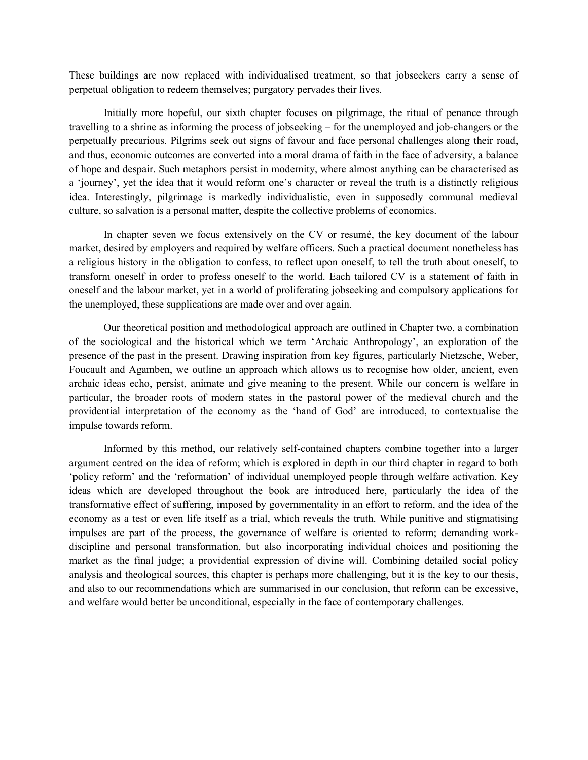These buildings are now replaced with individualised treatment, so that jobseekers carry a sense of perpetual obligation to redeem themselves; purgatory pervades their lives.

Initially more hopeful, our sixth chapter focuses on pilgrimage, the ritual of penance through travelling to a shrine as informing the process of jobseeking – for the unemployed and job-changers or the perpetually precarious. Pilgrims seek out signs of favour and face personal challenges along their road, and thus, economic outcomes are converted into a moral drama of faith in the face of adversity, a balance of hope and despair. Such metaphors persist in modernity, where almost anything can be characterised as a 'journey', yet the idea that it would reform one's character or reveal the truth is a distinctly religious idea. Interestingly, pilgrimage is markedly individualistic, even in supposedly communal medieval culture, so salvation is a personal matter, despite the collective problems of economics.

In chapter seven we focus extensively on the CV or resumé, the key document of the labour market, desired by employers and required by welfare officers. Such a practical document nonetheless has a religious history in the obligation to confess, to reflect upon oneself, to tell the truth about oneself, to transform oneself in order to profess oneself to the world. Each tailored CV is a statement of faith in oneself and the labour market, yet in a world of proliferating jobseeking and compulsory applications for the unemployed, these supplications are made over and over again.

Our theoretical position and methodological approach are outlined in Chapter two, a combination of the sociological and the historical which we term 'Archaic Anthropology', an exploration of the presence of the past in the present. Drawing inspiration from key figures, particularly Nietzsche, Weber, Foucault and Agamben, we outline an approach which allows us to recognise how older, ancient, even archaic ideas echo, persist, animate and give meaning to the present. While our concern is welfare in particular, the broader roots of modern states in the pastoral power of the medieval church and the providential interpretation of the economy as the 'hand of God' are introduced, to contextualise the impulse towards reform.

Informed by this method, our relatively self-contained chapters combine together into a larger argument centred on the idea of reform; which is explored in depth in our third chapter in regard to both 'policy reform' and the 'reformation' of individual unemployed people through welfare activation. Key ideas which are developed throughout the book are introduced here, particularly the idea of the transformative effect of suffering, imposed by governmentality in an effort to reform, and the idea of the economy as a test or even life itself as a trial, which reveals the truth. While punitive and stigmatising impulses are part of the process, the governance of welfare is oriented to reform; demanding work-discipline and personal transformation, but also incorporating individual choices and positioning the market as the final judge; a providential expression of divine will. Combining detailed social policy analysis and theological sources, this chapter is perhaps more challenging, but it is the key to our thesis, and also to our recommendations which are summarised in our conclusion, that reform can be excessive, and welfare would better be unconditional, especially in the face of contemporary challenges.